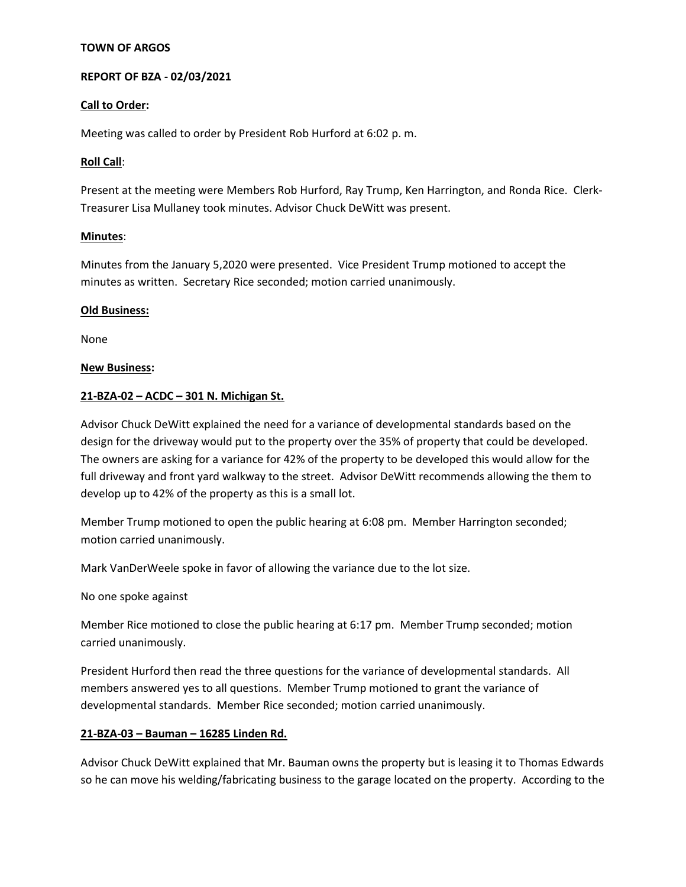**TOWN OF ARGOS**

**REPORT OF BZA - 02/03/2021**

**Call to Order:**

Meeting was called to order by President Rob Hurford at 6:02 p. m.

**Roll Call**:

Present at the meeting were Members Rob Hurford, Ray Trump, Ken Harrington, and Ronda Rice. Clerk-Treasurer Lisa Mullaney took minutes. Advisor Chuck DeWitt was present.

**Minutes**:

Minutes from the January 5,2020 were presented. Vice President Trump motioned to accept the minutes as written. Secretary Rice seconded; motion carried unanimously.

**Old Business:**

None

**New Business:**

**21-BZA-02 – ACDC – 301 N. Michigan St.**

Advisor Chuck DeWitt explained the need for a variance of developmental standards based on the design for the driveway would put to the property over the 35% of property that could be developed. The owners are asking for a variance for 42% of the property to be developed this would allow for the full driveway and front yard walkway to the street. Advisor DeWitt recommends allowing the them to develop up to 42% of the property as this is a small lot.

Member Trump motioned to open the public hearing at 6:08 pm. Member Harrington seconded; motion carried unanimously.

Mark VanDerWeele spoke in favor of allowing the variance due to the lot size.

No one spoke against

Member Rice motioned to close the public hearing at 6:17 pm. Member Trump seconded; motion carried unanimously.

President Hurford then read the three questions for the variance of developmental standards. All members answered yes to all questions. Member Trump motioned to grant the variance of developmental standards. Member Rice seconded; motion carried unanimously.

**21-BZA-03 – Bauman – 16285 Linden Rd.**

Advisor Chuck DeWitt explained that Mr. Bauman owns the property but is leasing it to Thomas Edwards so he can move his welding/fabricating business to the garage located on the property. According to the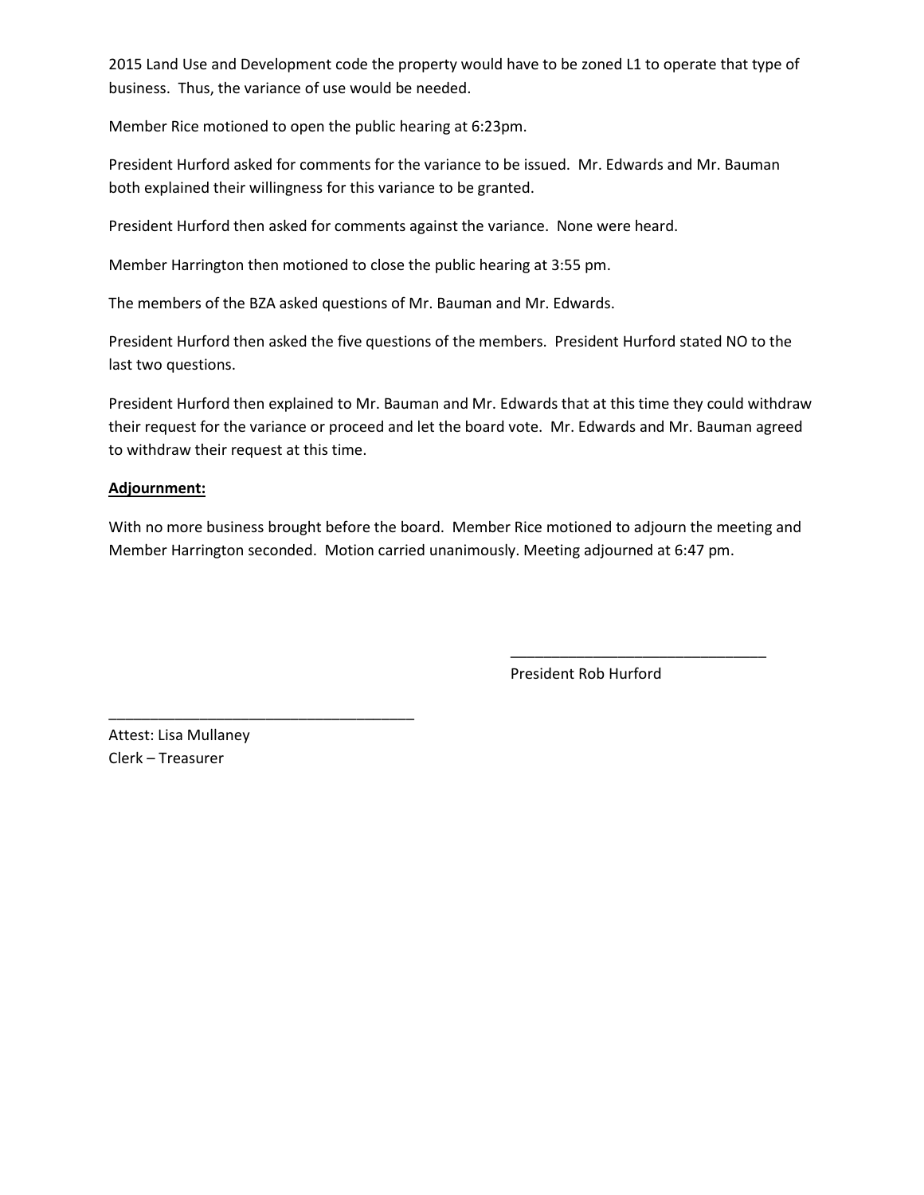2015 Land Use and Development code the property would have to be zoned L1 to operate that type of business. Thus, the variance of use would be needed.

Member Rice motioned to open the public hearing at 6:23pm.

President Hurford asked for comments for the variance to be issued. Mr. Edwards and Mr. Bauman both explained their willingness for this variance to be granted.

President Hurford then asked for comments against the variance. None were heard.

Member Harrington then motioned to close the public hearing at 3:55 pm.

The members of the BZA asked questions of Mr. Bauman and Mr. Edwards.

President Hurford then asked the five questions of the members. President Hurford stated NO to the last two questions.

President Hurford then explained to Mr. Bauman and Mr. Edwards that at this time they could withdraw their request for the variance or proceed and let the board vote. Mr. Edwards and Mr. Bauman agreed to withdraw their request at this time.

**Adjournment:**

With no more business brought before the board. Member Rice motioned to adjourn the meeting and Member Harrington seconded. Motion carried unanimously. Meeting adjourned at 6:47 pm.

\_\_\_\_\_\_\_\_\_\_\_\_\_\_\_\_\_\_\_\_\_\_\_\_\_\_\_\_\_\_\_\_

President Rob Hurford

\_\_\_\_\_\_\_\_\_\_\_\_\_\_\_\_\_\_\_\_\_\_\_\_\_\_\_\_\_\_\_\_\_\_\_\_\_\_

Attest: Lisa Mullaney
Clerk – Treasurer